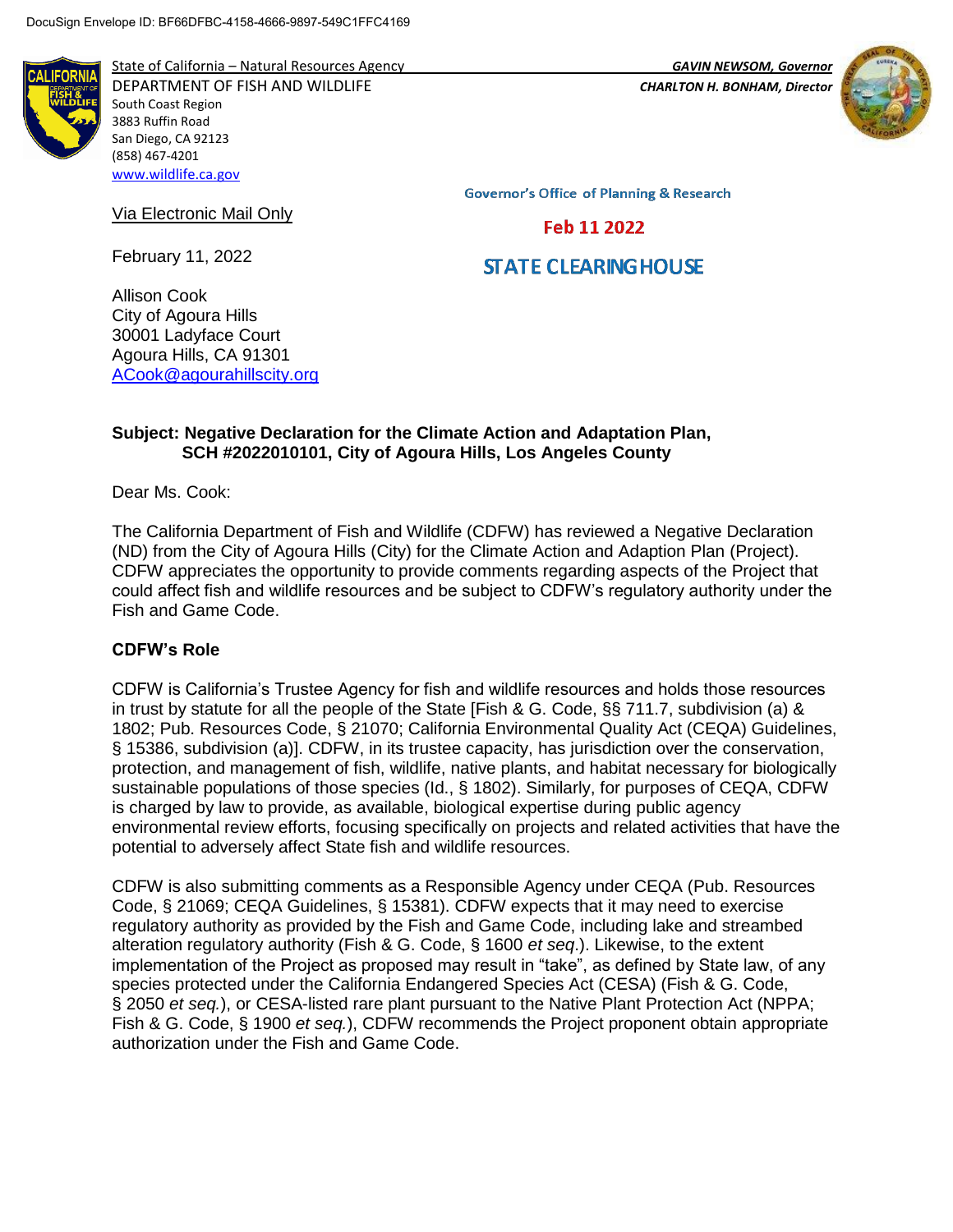DocuSign Envelope ID: BF66DFBC-4158-4666-9897-549C1FFC4169

State of California – Natural Resources Agency
DEPARTMENT OF FISH AND WILDLIFE
South Coast Region
3883 Ruffin Road
San Diego, CA 92123
(858) 467-4201
www.wildlife.ca.gov

*GAVIN NEWSOM, Governor*
*CHARLTON H. BONHAM, Director*

Governor's Office of Planning & Research

Feb 11 2022

STATE CLEARINGHOUSE

Via Electronic Mail Only

February 11, 2022

Allison Cook
City of Agoura Hills
30001 Ladyface Court
Agoura Hills, CA 91301
ACook@agourahillscity.org

**Subject: Negative Declaration for the Climate Action and Adaptation Plan, SCH #2022010101, City of Agoura Hills, Los Angeles County**

Dear Ms. Cook:

The California Department of Fish and Wildlife (CDFW) has reviewed a Negative Declaration (ND) from the City of Agoura Hills (City) for the Climate Action and Adaption Plan (Project). CDFW appreciates the opportunity to provide comments regarding aspects of the Project that could affect fish and wildlife resources and be subject to CDFW's regulatory authority under the Fish and Game Code.

## CDFW's Role

CDFW is California's Trustee Agency for fish and wildlife resources and holds those resources in trust by statute for all the people of the State [Fish & G. Code, §§ 711.7, subdivision (a) & 1802; Pub. Resources Code, § 21070; California Environmental Quality Act (CEQA) Guidelines, § 15386, subdivision (a)]. CDFW, in its trustee capacity, has jurisdiction over the conservation, protection, and management of fish, wildlife, native plants, and habitat necessary for biologically sustainable populations of those species (Id., § 1802). Similarly, for purposes of CEQA, CDFW is charged by law to provide, as available, biological expertise during public agency environmental review efforts, focusing specifically on projects and related activities that have the potential to adversely affect State fish and wildlife resources.

CDFW is also submitting comments as a Responsible Agency under CEQA (Pub. Resources Code, § 21069; CEQA Guidelines, § 15381). CDFW expects that it may need to exercise regulatory authority as provided by the Fish and Game Code, including lake and streambed alteration regulatory authority (Fish & G. Code, § 1600 *et seq*.). Likewise, to the extent implementation of the Project as proposed may result in "take", as defined by State law, of any species protected under the California Endangered Species Act (CESA) (Fish & G. Code, § 2050 *et seq.*), or CESA-listed rare plant pursuant to the Native Plant Protection Act (NPPA; Fish & G. Code, § 1900 *et seq.*), CDFW recommends the Project proponent obtain appropriate authorization under the Fish and Game Code.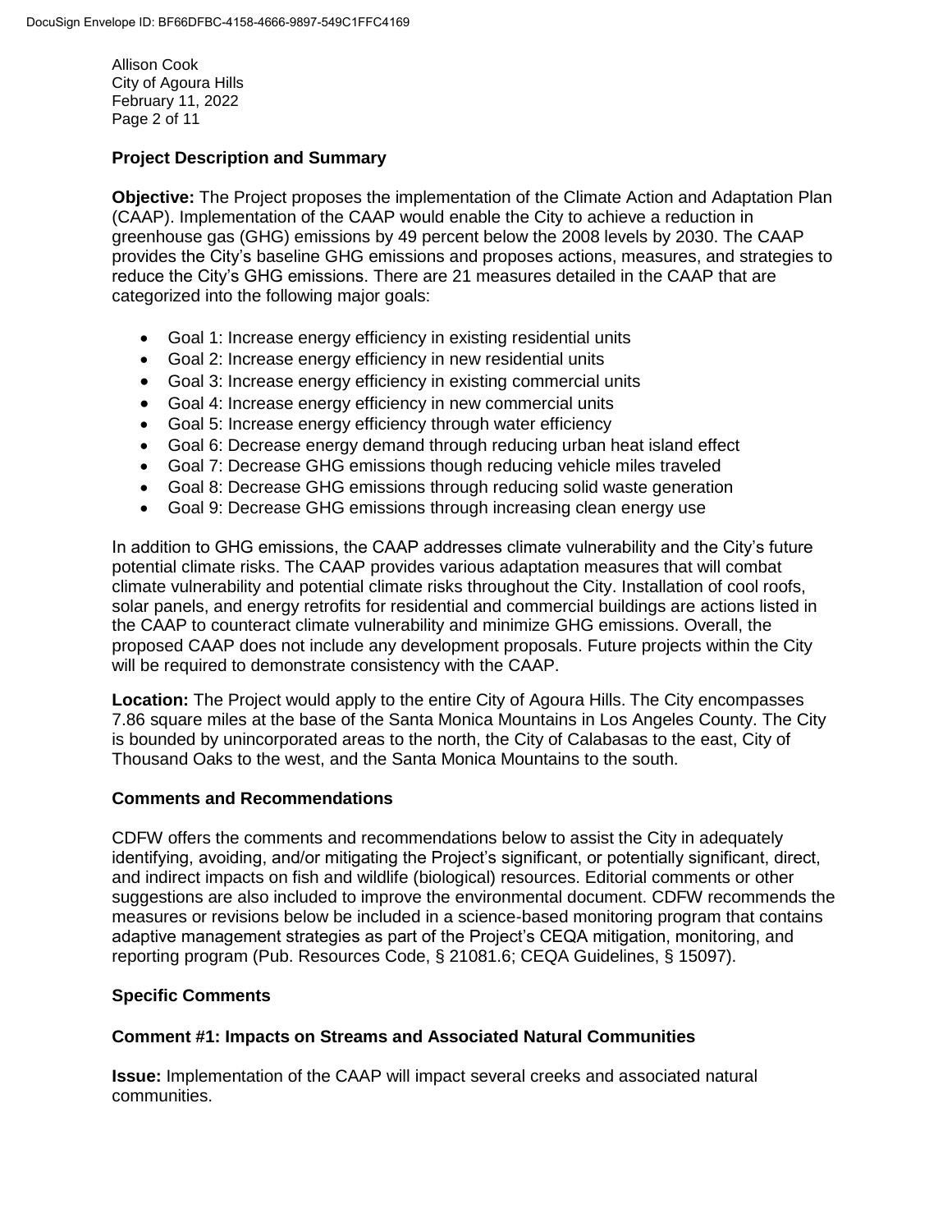**Project Description and Summary**

**Objective:** The Project proposes the implementation of the Climate Action and Adaptation Plan (CAAP). Implementation of the CAAP would enable the City to achieve a reduction in greenhouse gas (GHG) emissions by 49 percent below the 2008 levels by 2030. The CAAP provides the City's baseline GHG emissions and proposes actions, measures, and strategies to reduce the City's GHG emissions. There are 21 measures detailed in the CAAP that are categorized into the following major goals:

- Goal 1: Increase energy efficiency in existing residential units
- Goal 2: Increase energy efficiency in new residential units
- Goal 3: Increase energy efficiency in existing commercial units
- Goal 4: Increase energy efficiency in new commercial units
- Goal 5: Increase energy efficiency through water efficiency
- Goal 6: Decrease energy demand through reducing urban heat island effect
- Goal 7: Decrease GHG emissions though reducing vehicle miles traveled
- Goal 8: Decrease GHG emissions through reducing solid waste generation
- Goal 9: Decrease GHG emissions through increasing clean energy use

In addition to GHG emissions, the CAAP addresses climate vulnerability and the City's future potential climate risks. The CAAP provides various adaptation measures that will combat climate vulnerability and potential climate risks throughout the City. Installation of cool roofs, solar panels, and energy retrofits for residential and commercial buildings are actions listed in the CAAP to counteract climate vulnerability and minimize GHG emissions. Overall, the proposed CAAP does not include any development proposals. Future projects within the City will be required to demonstrate consistency with the CAAP.

**Location:** The Project would apply to the entire City of Agoura Hills. The City encompasses 7.86 square miles at the base of the Santa Monica Mountains in Los Angeles County. The City is bounded by unincorporated areas to the north, the City of Calabasas to the east, City of Thousand Oaks to the west, and the Santa Monica Mountains to the south.

**Comments and Recommendations**

CDFW offers the comments and recommendations below to assist the City in adequately identifying, avoiding, and/or mitigating the Project's significant, or potentially significant, direct, and indirect impacts on fish and wildlife (biological) resources. Editorial comments or other suggestions are also included to improve the environmental document. CDFW recommends the measures or revisions below be included in a science-based monitoring program that contains adaptive management strategies as part of the Project's CEQA mitigation, monitoring, and reporting program (Pub. Resources Code, § 21081.6; CEQA Guidelines, § 15097).

**Specific Comments**

**Comment #1: Impacts on Streams and Associated Natural Communities**

**Issue:** Implementation of the CAAP will impact several creeks and associated natural communities.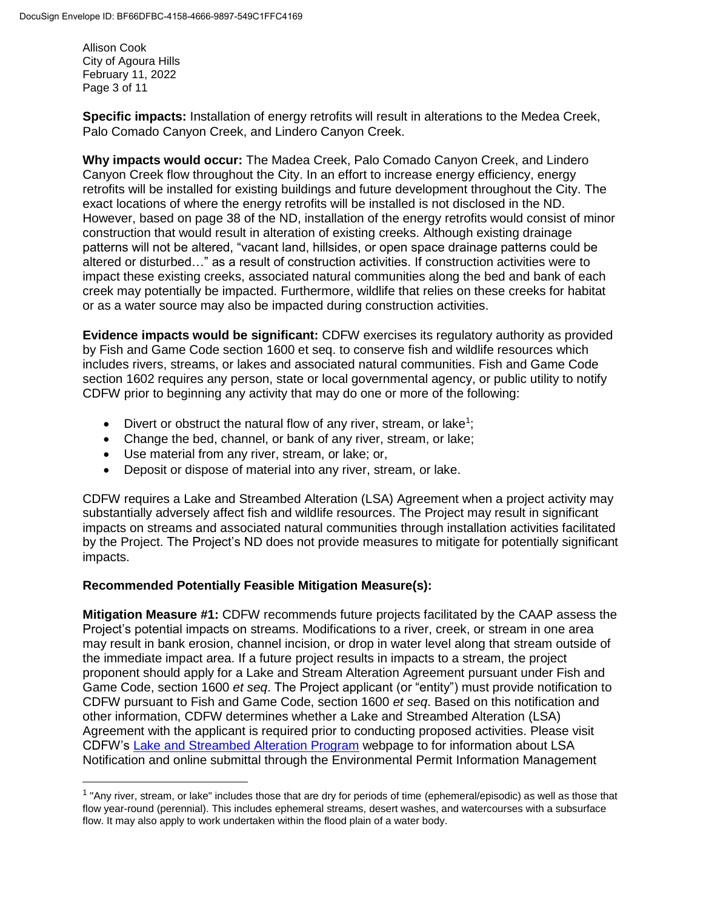**Specific impacts:** Installation of energy retrofits will result in alterations to the Medea Creek, Palo Comado Canyon Creek, and Lindero Canyon Creek.

**Why impacts would occur:** The Madea Creek, Palo Comado Canyon Creek, and Lindero Canyon Creek flow throughout the City. In an effort to increase energy efficiency, energy retrofits will be installed for existing buildings and future development throughout the City. The exact locations of where the energy retrofits will be installed is not disclosed in the ND. However, based on page 38 of the ND, installation of the energy retrofits would consist of minor construction that would result in alteration of existing creeks. Although existing drainage patterns will not be altered, "vacant land, hillsides, or open space drainage patterns could be altered or disturbed…" as a result of construction activities. If construction activities were to impact these existing creeks, associated natural communities along the bed and bank of each creek may potentially be impacted. Furthermore, wildlife that relies on these creeks for habitat or as a water source may also be impacted during construction activities.

**Evidence impacts would be significant:** CDFW exercises its regulatory authority as provided by Fish and Game Code section 1600 et seq. to conserve fish and wildlife resources which includes rivers, streams, or lakes and associated natural communities. Fish and Game Code section 1602 requires any person, state or local governmental agency, or public utility to notify CDFW prior to beginning any activity that may do one or more of the following:

- Divert or obstruct the natural flow of any river, stream, or lake[1];
- Change the bed, channel, or bank of any river, stream, or lake;
- Use material from any river, stream, or lake; or,
- Deposit or dispose of material into any river, stream, or lake.

CDFW requires a Lake and Streambed Alteration (LSA) Agreement when a project activity may substantially adversely affect fish and wildlife resources. The Project may result in significant impacts on streams and associated natural communities through installation activities facilitated by the Project. The Project's ND does not provide measures to mitigate for potentially significant impacts.

**Recommended Potentially Feasible Mitigation Measure(s):**

**Mitigation Measure #1:** CDFW recommends future projects facilitated by the CAAP assess the Project's potential impacts on streams. Modifications to a river, creek, or stream in one area may result in bank erosion, channel incision, or drop in water level along that stream outside of the immediate impact area. If a future project results in impacts to a stream, the project proponent should apply for a Lake and Stream Alteration Agreement pursuant under Fish and Game Code, section 1600 *et seq*. The Project applicant (or "entity") must provide notification to CDFW pursuant to Fish and Game Code, section 1600 *et seq*. Based on this notification and other information, CDFW determines whether a Lake and Streambed Alteration (LSA) Agreement with the applicant is required prior to conducting proposed activities. Please visit CDFW's Lake and Streambed Alteration Program webpage to for information about LSA Notification and online submittal through the Environmental Permit Information Management

[1] "Any river, stream, or lake" includes those that are dry for periods of time (ephemeral/episodic) as well as those that flow year-round (perennial). This includes ephemeral streams, desert washes, and watercourses with a subsurface flow. It may also apply to work undertaken within the flood plain of a water body.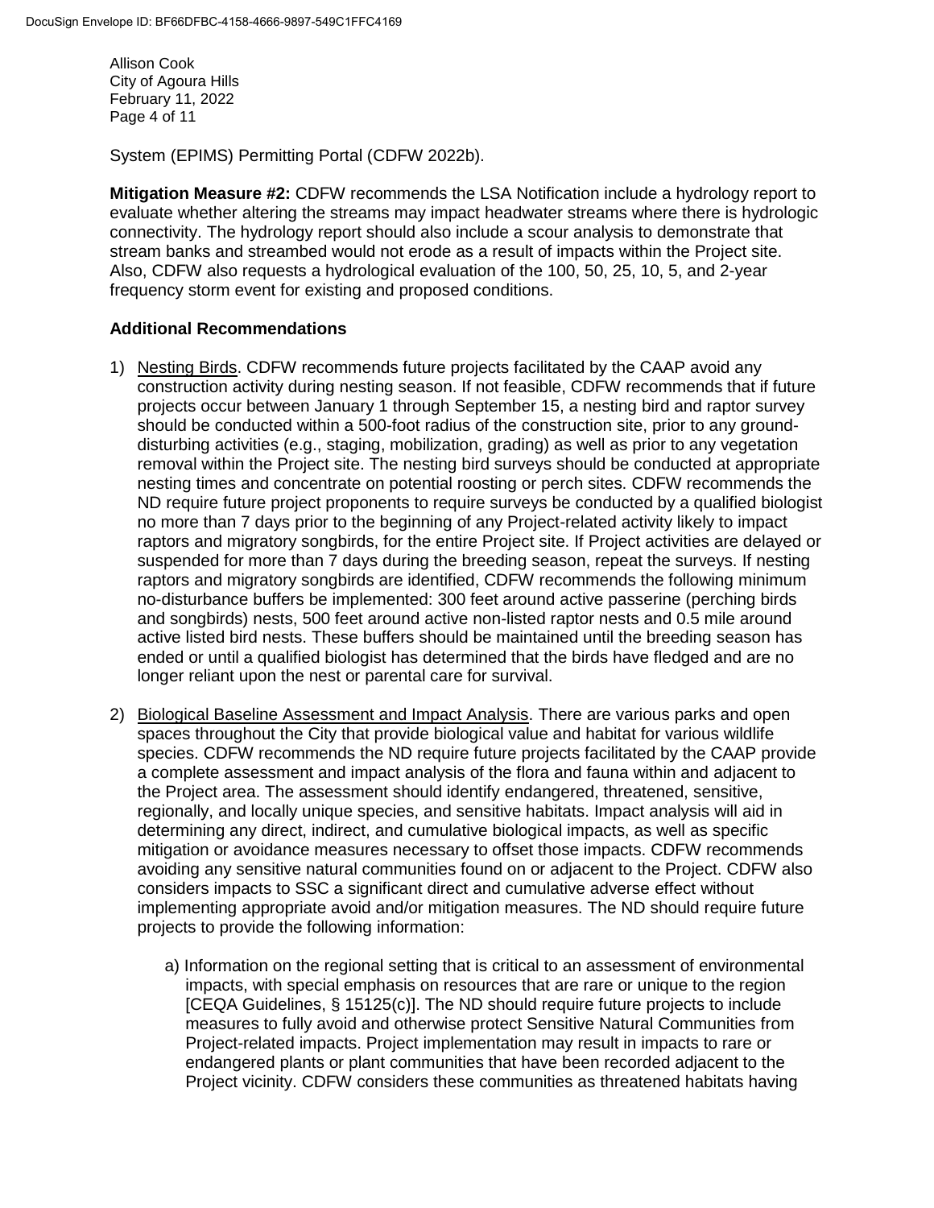System (EPIMS) Permitting Portal (CDFW 2022b).

**Mitigation Measure #2:** CDFW recommends the LSA Notification include a hydrology report to evaluate whether altering the streams may impact headwater streams where there is hydrologic connectivity. The hydrology report should also include a scour analysis to demonstrate that stream banks and streambed would not erode as a result of impacts within the Project site. Also, CDFW also requests a hydrological evaluation of the 100, 50, 25, 10, 5, and 2-year frequency storm event for existing and proposed conditions.

**Additional Recommendations**

1) Nesting Birds. CDFW recommends future projects facilitated by the CAAP avoid any construction activity during nesting season. If not feasible, CDFW recommends that if future projects occur between January 1 through September 15, a nesting bird and raptor survey should be conducted within a 500-foot radius of the construction site, prior to any ground-disturbing activities (e.g., staging, mobilization, grading) as well as prior to any vegetation removal within the Project site. The nesting bird surveys should be conducted at appropriate nesting times and concentrate on potential roosting or perch sites. CDFW recommends the ND require future project proponents to require surveys be conducted by a qualified biologist no more than 7 days prior to the beginning of any Project-related activity likely to impact raptors and migratory songbirds, for the entire Project site. If Project activities are delayed or suspended for more than 7 days during the breeding season, repeat the surveys. If nesting raptors and migratory songbirds are identified, CDFW recommends the following minimum no-disturbance buffers be implemented: 300 feet around active passerine (perching birds and songbirds) nests, 500 feet around active non-listed raptor nests and 0.5 mile around active listed bird nests. These buffers should be maintained until the breeding season has ended or until a qualified biologist has determined that the birds have fledged and are no longer reliant upon the nest or parental care for survival.

2) Biological Baseline Assessment and Impact Analysis. There are various parks and open spaces throughout the City that provide biological value and habitat for various wildlife species. CDFW recommends the ND require future projects facilitated by the CAAP provide a complete assessment and impact analysis of the flora and fauna within and adjacent to the Project area. The assessment should identify endangered, threatened, sensitive, regionally, and locally unique species, and sensitive habitats. Impact analysis will aid in determining any direct, indirect, and cumulative biological impacts, as well as specific mitigation or avoidance measures necessary to offset those impacts. CDFW recommends avoiding any sensitive natural communities found on or adjacent to the Project. CDFW also considers impacts to SSC a significant direct and cumulative adverse effect without implementing appropriate avoid and/or mitigation measures. The ND should require future projects to provide the following information:

   a) Information on the regional setting that is critical to an assessment of environmental impacts, with special emphasis on resources that are rare or unique to the region [CEQA Guidelines, § 15125(c)]. The ND should require future projects to include measures to fully avoid and otherwise protect Sensitive Natural Communities from Project-related impacts. Project implementation may result in impacts to rare or endangered plants or plant communities that have been recorded adjacent to the Project vicinity. CDFW considers these communities as threatened habitats having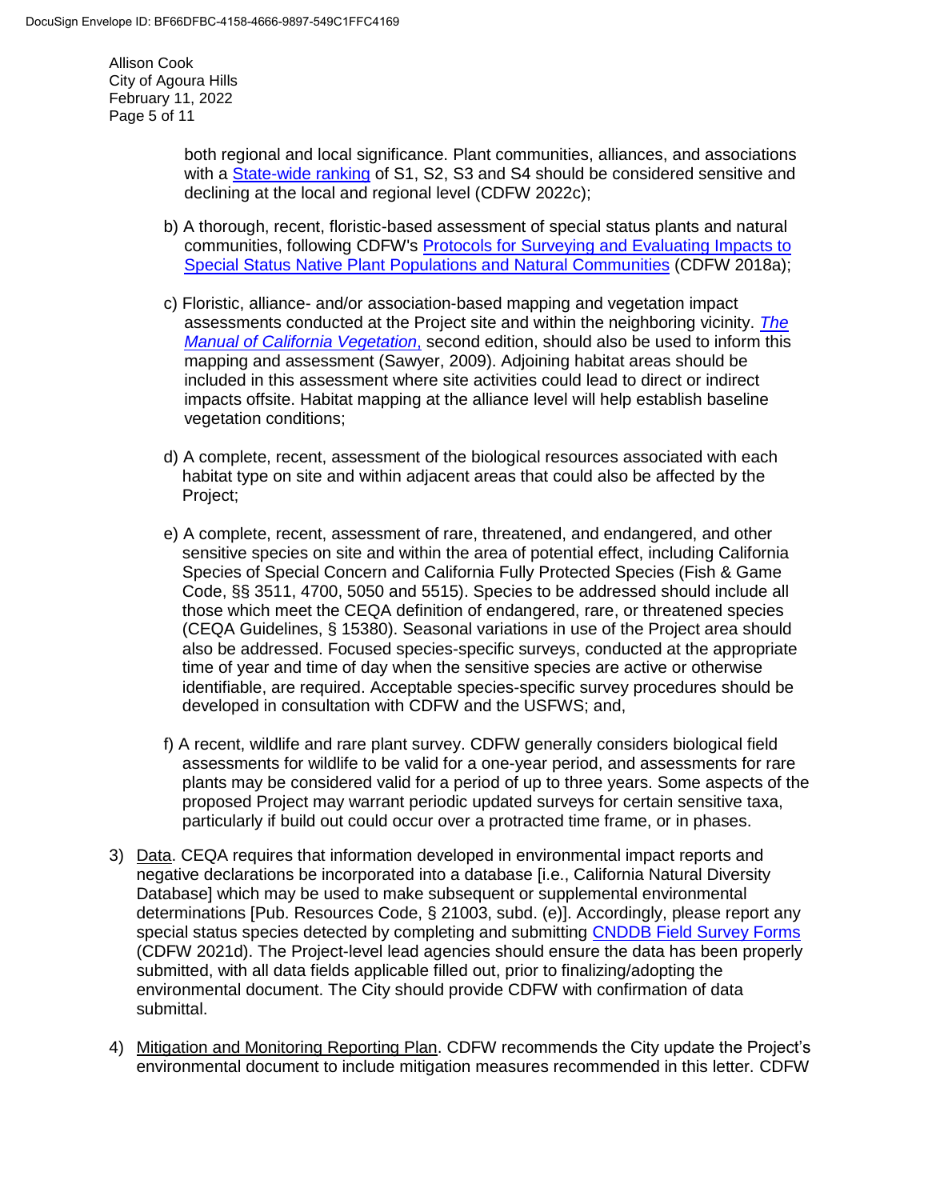both regional and local significance. Plant communities, alliances, and associations with a State-wide ranking of S1, S2, S3 and S4 should be considered sensitive and declining at the local and regional level (CDFW 2022c);

b) A thorough, recent, floristic-based assessment of special status plants and natural communities, following CDFW's Protocols for Surveying and Evaluating Impacts to Special Status Native Plant Populations and Natural Communities (CDFW 2018a);

c) Floristic, alliance- and/or association-based mapping and vegetation impact assessments conducted at the Project site and within the neighboring vicinity. *The Manual of California Vegetation*, second edition, should also be used to inform this mapping and assessment (Sawyer, 2009). Adjoining habitat areas should be included in this assessment where site activities could lead to direct or indirect impacts offsite. Habitat mapping at the alliance level will help establish baseline vegetation conditions;

d) A complete, recent, assessment of the biological resources associated with each habitat type on site and within adjacent areas that could also be affected by the Project;

e) A complete, recent, assessment of rare, threatened, and endangered, and other sensitive species on site and within the area of potential effect, including California Species of Special Concern and California Fully Protected Species (Fish & Game Code, §§ 3511, 4700, 5050 and 5515). Species to be addressed should include all those which meet the CEQA definition of endangered, rare, or threatened species (CEQA Guidelines, § 15380). Seasonal variations in use of the Project area should also be addressed. Focused species-specific surveys, conducted at the appropriate time of year and time of day when the sensitive species are active or otherwise identifiable, are required. Acceptable species-specific survey procedures should be developed in consultation with CDFW and the USFWS; and,

f) A recent, wildlife and rare plant survey. CDFW generally considers biological field assessments for wildlife to be valid for a one-year period, and assessments for rare plants may be considered valid for a period of up to three years. Some aspects of the proposed Project may warrant periodic updated surveys for certain sensitive taxa, particularly if build out could occur over a protracted time frame, or in phases.

3) Data. CEQA requires that information developed in environmental impact reports and negative declarations be incorporated into a database [i.e., California Natural Diversity Database] which may be used to make subsequent or supplemental environmental determinations [Pub. Resources Code, § 21003, subd. (e)]. Accordingly, please report any special status species detected by completing and submitting CNDDB Field Survey Forms (CDFW 2021d). The Project-level lead agencies should ensure the data has been properly submitted, with all data fields applicable filled out, prior to finalizing/adopting the environmental document. The City should provide CDFW with confirmation of data submittal.

4) Mitigation and Monitoring Reporting Plan. CDFW recommends the City update the Project's environmental document to include mitigation measures recommended in this letter. CDFW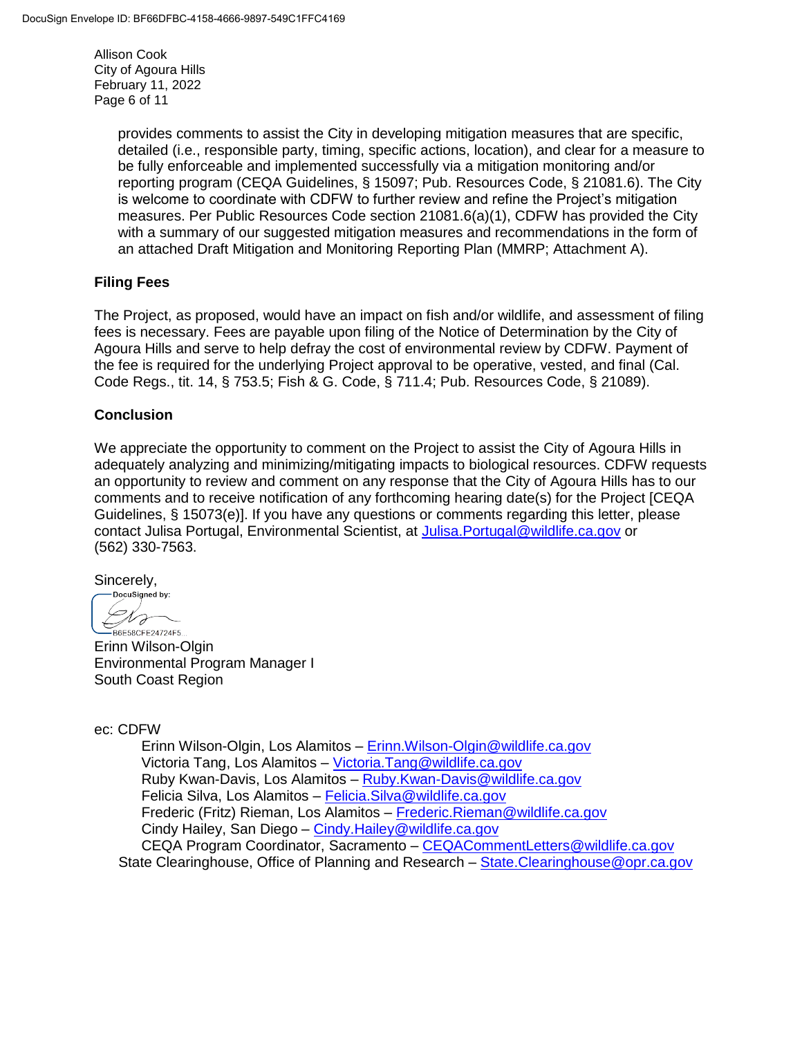provides comments to assist the City in developing mitigation measures that are specific, detailed (i.e., responsible party, timing, specific actions, location), and clear for a measure to be fully enforceable and implemented successfully via a mitigation monitoring and/or reporting program (CEQA Guidelines, § 15097; Pub. Resources Code, § 21081.6). The City is welcome to coordinate with CDFW to further review and refine the Project's mitigation measures. Per Public Resources Code section 21081.6(a)(1), CDFW has provided the City with a summary of our suggested mitigation measures and recommendations in the form of an attached Draft Mitigation and Monitoring Reporting Plan (MMRP; Attachment A).

## Filing Fees

The Project, as proposed, would have an impact on fish and/or wildlife, and assessment of filing fees is necessary. Fees are payable upon filing of the Notice of Determination by the City of Agoura Hills and serve to help defray the cost of environmental review by CDFW. Payment of the fee is required for the underlying Project approval to be operative, vested, and final (Cal. Code Regs., tit. 14, § 753.5; Fish & G. Code, § 711.4; Pub. Resources Code, § 21089).

## Conclusion

We appreciate the opportunity to comment on the Project to assist the City of Agoura Hills in adequately analyzing and minimizing/mitigating impacts to biological resources. CDFW requests an opportunity to review and comment on any response that the City of Agoura Hills has to our comments and to receive notification of any forthcoming hearing date(s) for the Project [CEQA Guidelines, § 15073(e)]. If you have any questions or comments regarding this letter, please contact Julisa Portugal, Environmental Scientist, at Julisa.Portugal@wildlife.ca.gov or (562) 330-7563.

Sincerely,

DocuSigned by:

B6E58CFE24724F5...

Erinn Wilson-Olgin
Environmental Program Manager I
South Coast Region

ec: CDFW

Erinn Wilson-Olgin, Los Alamitos – Erinn.Wilson-Olgin@wildlife.ca.gov
Victoria Tang, Los Alamitos – Victoria.Tang@wildlife.ca.gov
Ruby Kwan-Davis, Los Alamitos – Ruby.Kwan-Davis@wildlife.ca.gov
Felicia Silva, Los Alamitos – Felicia.Silva@wildlife.ca.gov
Frederic (Fritz) Rieman, Los Alamitos – Frederic.Rieman@wildlife.ca.gov
Cindy Hailey, San Diego – Cindy.Hailey@wildlife.ca.gov
CEQA Program Coordinator, Sacramento – CEQACommentLetters@wildlife.ca.gov

State Clearinghouse, Office of Planning and Research – State.Clearinghouse@opr.ca.gov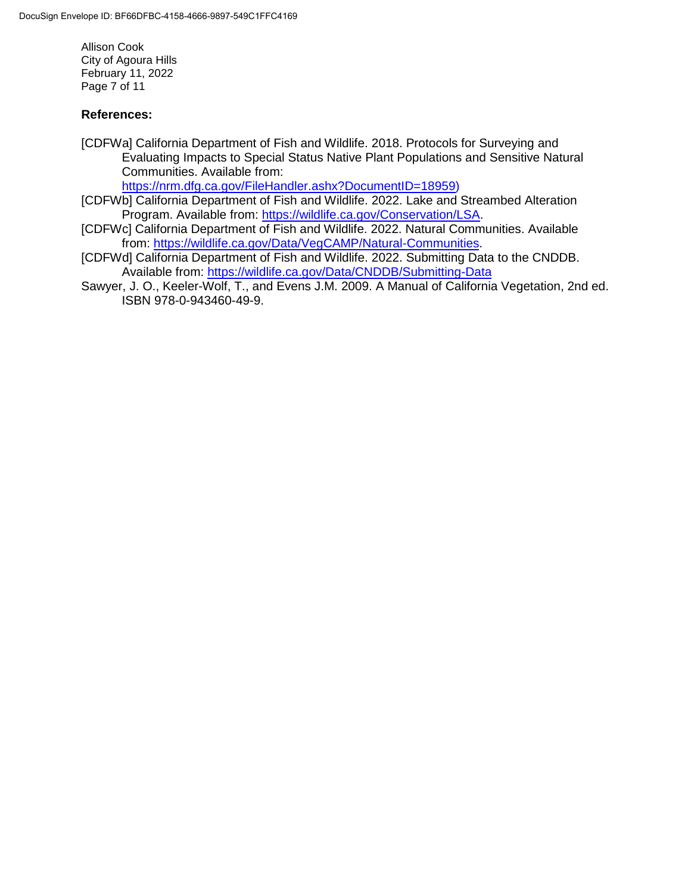**References:**

[CDFWa] California Department of Fish and Wildlife. 2018. Protocols for Surveying and Evaluating Impacts to Special Status Native Plant Populations and Sensitive Natural Communities. Available from: https://nrm.dfg.ca.gov/FileHandler.ashx?DocumentID=18959)

[CDFWb] California Department of Fish and Wildlife. 2022. Lake and Streambed Alteration Program. Available from: https://wildlife.ca.gov/Conservation/LSA.

[CDFWc] California Department of Fish and Wildlife. 2022. Natural Communities. Available from: https://wildlife.ca.gov/Data/VegCAMP/Natural-Communities.

[CDFWd] California Department of Fish and Wildlife. 2022. Submitting Data to the CNDDB. Available from: https://wildlife.ca.gov/Data/CNDDB/Submitting-Data

Sawyer, J. O., Keeler-Wolf, T., and Evens J.M. 2009. A Manual of California Vegetation, 2nd ed. ISBN 978-0-943460-49-9.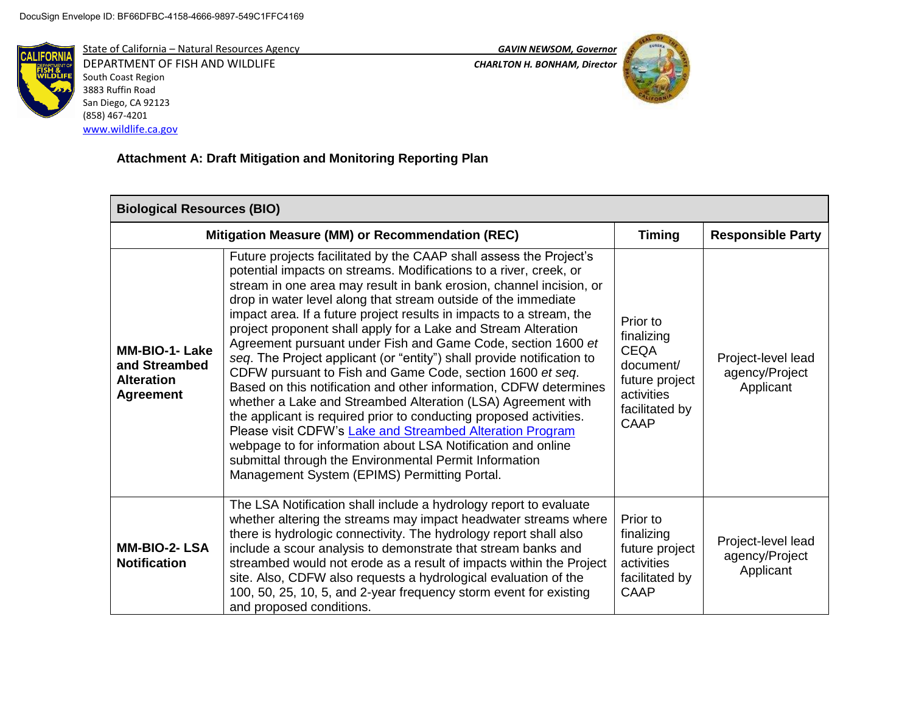DocuSign Envelope ID: BF66DFBC-4158-4666-9897-549C1FFC4169

State of California – Natural Resources Agency
DEPARTMENT OF FISH AND WILDLIFE
South Coast Region
3883 Ruffin Road
San Diego, CA 92123
(858) 467-4201
www.wildlife.ca.gov

***GAVIN NEWSOM, Governor***
***CHARLTON H. BONHAM, Director***

**Attachment A: Draft Mitigation and Monitoring Reporting Plan**

| **Biological Resources (BIO)** | | | |
|---|---|---|---|
| **Mitigation Measure (MM) or Recommendation (REC)** | | **Timing** | **Responsible Party** |
| **MM-BIO-1- Lake and Streambed Alteration Agreement** | Future projects facilitated by the CAAP shall assess the Project's potential impacts on streams. Modifications to a river, creek, or stream in one area may result in bank erosion, channel incision, or drop in water level along that stream outside of the immediate impact area. If a future project results in impacts to a stream, the project proponent shall apply for a Lake and Stream Alteration Agreement pursuant under Fish and Game Code, section 1600 *et seq*. The Project applicant (or "entity") shall provide notification to CDFW pursuant to Fish and Game Code, section 1600 *et seq*. Based on this notification and other information, CDFW determines whether a Lake and Streambed Alteration (LSA) Agreement with the applicant is required prior to conducting proposed activities. Please visit CDFW's Lake and Streambed Alteration Program webpage to for information about LSA Notification and online submittal through the Environmental Permit Information Management System (EPIMS) Permitting Portal. | Prior to finalizing CEQA document/ future project activities facilitated by CAAP | Project-level lead agency/Project Applicant |
| **MM-BIO-2- LSA Notification** | The LSA Notification shall include a hydrology report to evaluate whether altering the streams may impact headwater streams where there is hydrologic connectivity. The hydrology report shall also include a scour analysis to demonstrate that stream banks and streambed would not erode as a result of impacts within the Project site. Also, CDFW also requests a hydrological evaluation of the 100, 50, 25, 10, 5, and 2-year frequency storm event for existing and proposed conditions. | Prior to finalizing future project activities facilitated by CAAP | Project-level lead agency/Project Applicant |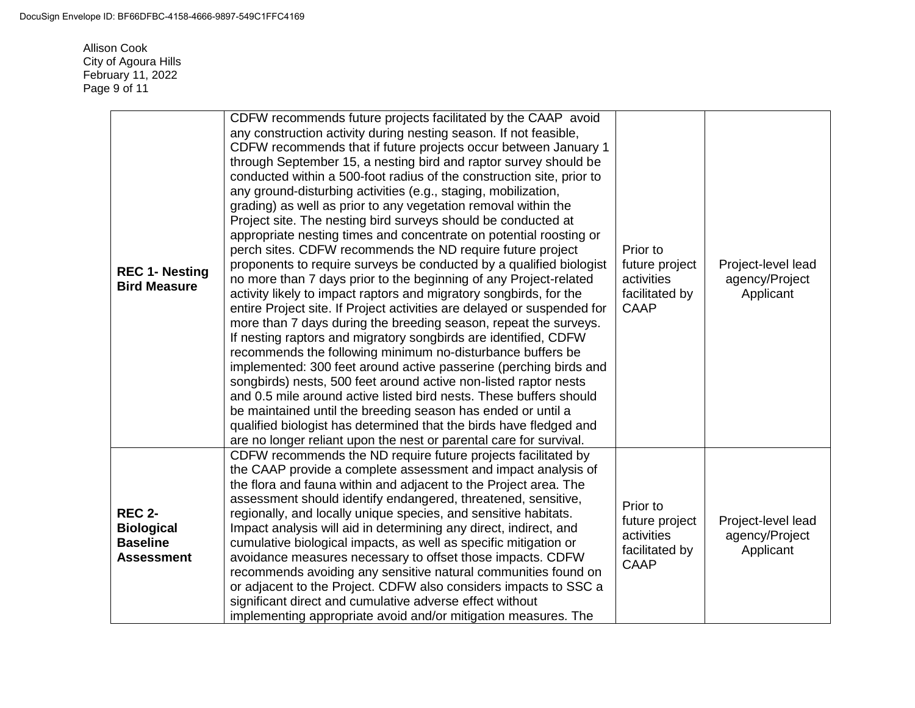Allison Cook
City of Agoura Hills
February 11, 2022

| | | | |
|---|---|---|---|
| **REC 1- Nesting Bird Measure** | CDFW recommends future projects facilitated by the CAAP avoid any construction activity during nesting season. If not feasible, CDFW recommends that if future projects occur between January 1 through September 15, a nesting bird and raptor survey should be conducted within a 500-foot radius of the construction site, prior to any ground-disturbing activities (e.g., staging, mobilization, grading) as well as prior to any vegetation removal within the Project site. The nesting bird surveys should be conducted at appropriate nesting times and concentrate on potential roosting or perch sites. CDFW recommends the ND require future project proponents to require surveys be conducted by a qualified biologist no more than 7 days prior to the beginning of any Project-related activity likely to impact raptors and migratory songbirds, for the entire Project site. If Project activities are delayed or suspended for more than 7 days during the breeding season, repeat the surveys. If nesting raptors and migratory songbirds are identified, CDFW recommends the following minimum no-disturbance buffers be implemented: 300 feet around active passerine (perching birds and songbirds) nests, 500 feet around active non-listed raptor nests and 0.5 mile around active listed bird nests. These buffers should be maintained until the breeding season has ended or until a qualified biologist has determined that the birds have fledged and are no longer reliant upon the nest or parental care for survival. | Prior to future project activities facilitated by CAAP | Project-level lead agency/Project Applicant |
| **REC 2- Biological Baseline Assessment** | CDFW recommends the ND require future projects facilitated by the CAAP provide a complete assessment and impact analysis of the flora and fauna within and adjacent to the Project area. The assessment should identify endangered, threatened, sensitive, regionally, and locally unique species, and sensitive habitats. Impact analysis will aid in determining any direct, indirect, and cumulative biological impacts, as well as specific mitigation or avoidance measures necessary to offset those impacts. CDFW recommends avoiding any sensitive natural communities found on or adjacent to the Project. CDFW also considers impacts to SSC a significant direct and cumulative adverse effect without implementing appropriate avoid and/or mitigation measures. The | Prior to future project activities facilitated by CAAP | Project-level lead agency/Project Applicant |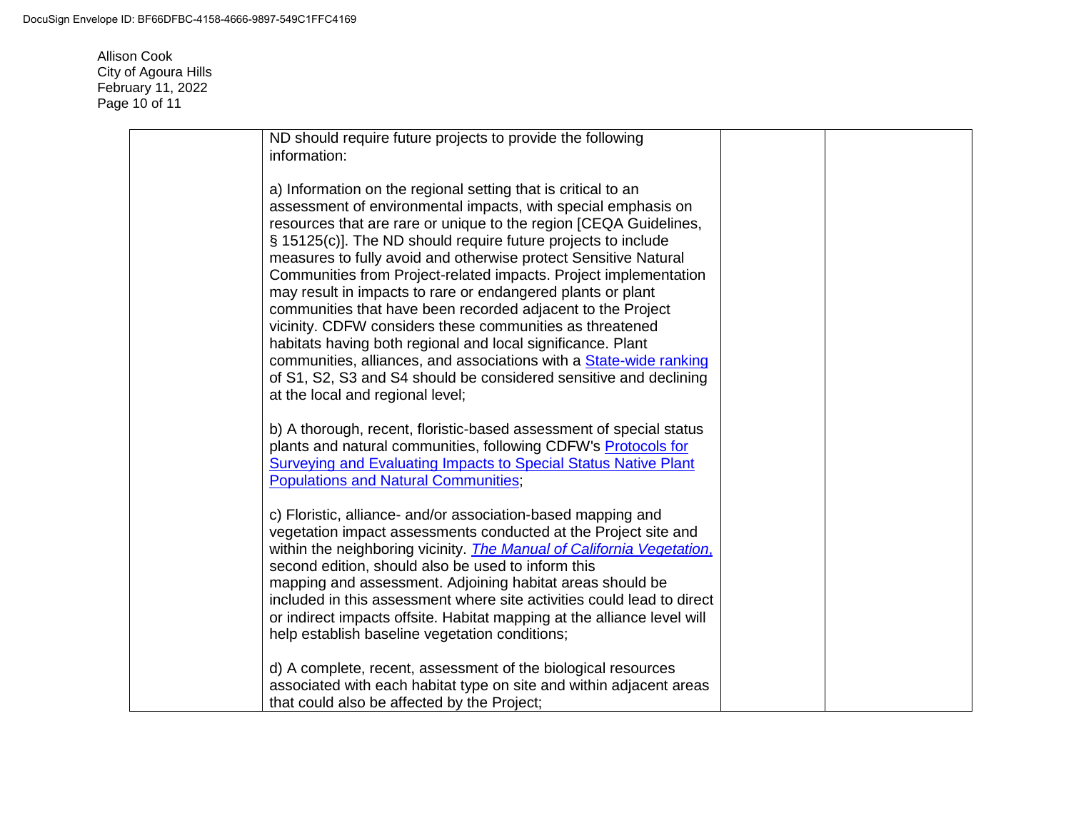| | | | |
|---|---|---|---|
| | ND should require future projects to provide the following information:<br><br>a) Information on the regional setting that is critical to an assessment of environmental impacts, with special emphasis on resources that are rare or unique to the region [CEQA Guidelines, § 15125(c)]. The ND should require future projects to include measures to fully avoid and otherwise protect Sensitive Natural Communities from Project-related impacts. Project implementation may result in impacts to rare or endangered plants or plant communities that have been recorded adjacent to the Project vicinity. CDFW considers these communities as threatened habitats having both regional and local significance. Plant communities, alliances, and associations with a State-wide ranking of S1, S2, S3 and S4 should be considered sensitive and declining at the local and regional level;<br><br>b) A thorough, recent, floristic-based assessment of special status plants and natural communities, following CDFW's Protocols for Surveying and Evaluating Impacts to Special Status Native Plant Populations and Natural Communities;<br><br>c) Floristic, alliance- and/or association-based mapping and vegetation impact assessments conducted at the Project site and within the neighboring vicinity. *The Manual of California Vegetation*, second edition, should also be used to inform this mapping and assessment. Adjoining habitat areas should be included in this assessment where site activities could lead to direct or indirect impacts offsite. Habitat mapping at the alliance level will help establish baseline vegetation conditions;<br><br>d) A complete, recent, assessment of the biological resources associated with each habitat type on site and within adjacent areas that could also be affected by the Project; | | |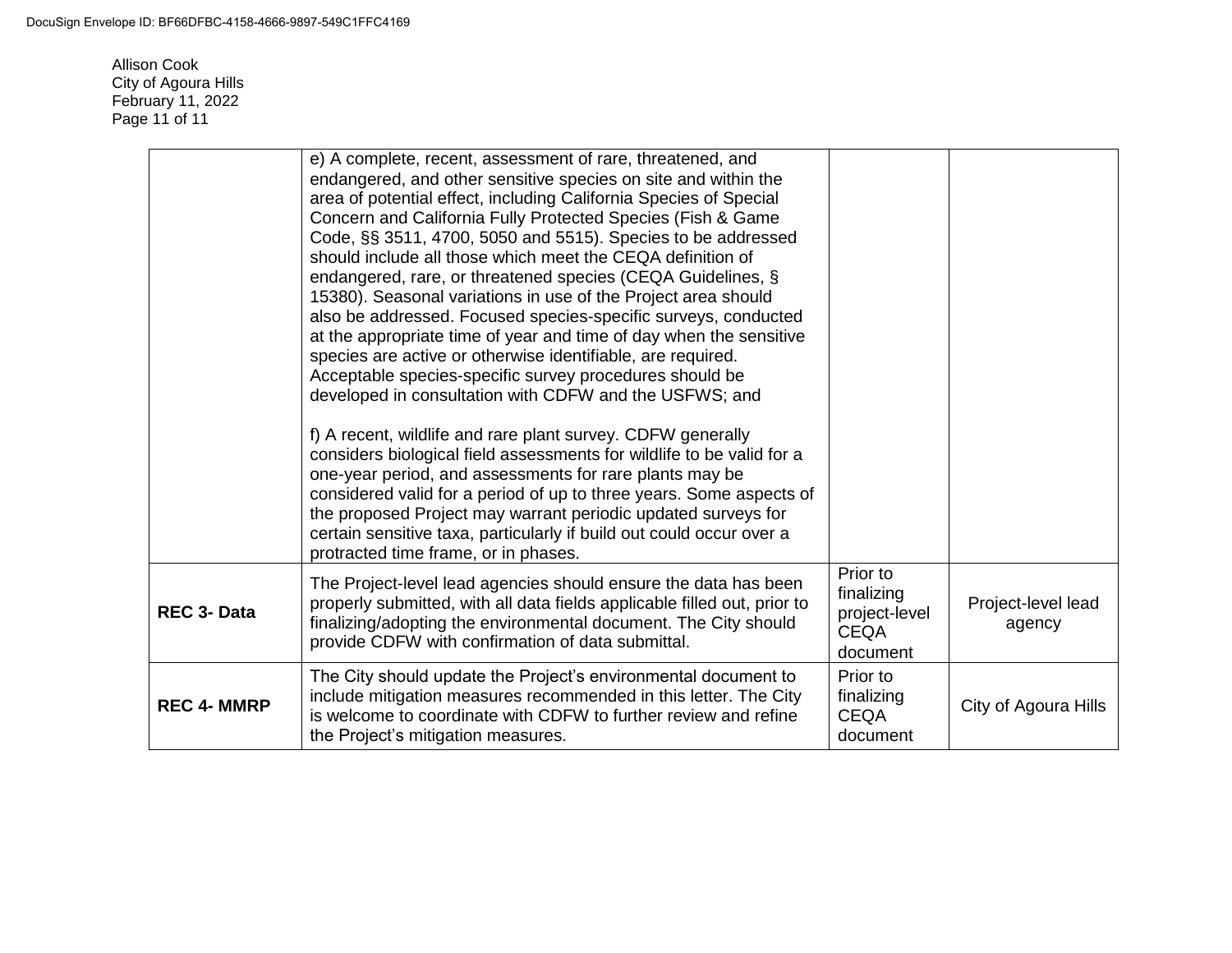| | | | |
|---|---|---|---|
| | e) A complete, recent, assessment of rare, threatened, and endangered, and other sensitive species on site and within the area of potential effect, including California Species of Special Concern and California Fully Protected Species (Fish & Game Code, §§ 3511, 4700, 5050 and 5515). Species to be addressed should include all those which meet the CEQA definition of endangered, rare, or threatened species (CEQA Guidelines, § 15380). Seasonal variations in use of the Project area should also be addressed. Focused species-specific surveys, conducted at the appropriate time of year and time of day when the sensitive species are active or otherwise identifiable, are required. Acceptable species-specific survey procedures should be developed in consultation with CDFW and the USFWS; and<br><br>f) A recent, wildlife and rare plant survey. CDFW generally considers biological field assessments for wildlife to be valid for a one-year period, and assessments for rare plants may be considered valid for a period of up to three years. Some aspects of the proposed Project may warrant periodic updated surveys for certain sensitive taxa, particularly if build out could occur over a protracted time frame, or in phases. | | |
| **REC 3- Data** | The Project-level lead agencies should ensure the data has been properly submitted, with all data fields applicable filled out, prior to finalizing/adopting the environmental document. The City should provide CDFW with confirmation of data submittal. | Prior to finalizing project-level CEQA document | Project-level lead agency |
| **REC 4- MMRP** | The City should update the Project's environmental document to include mitigation measures recommended in this letter. The City is welcome to coordinate with CDFW to further review and refine the Project's mitigation measures. | Prior to finalizing CEQA document | City of Agoura Hills |